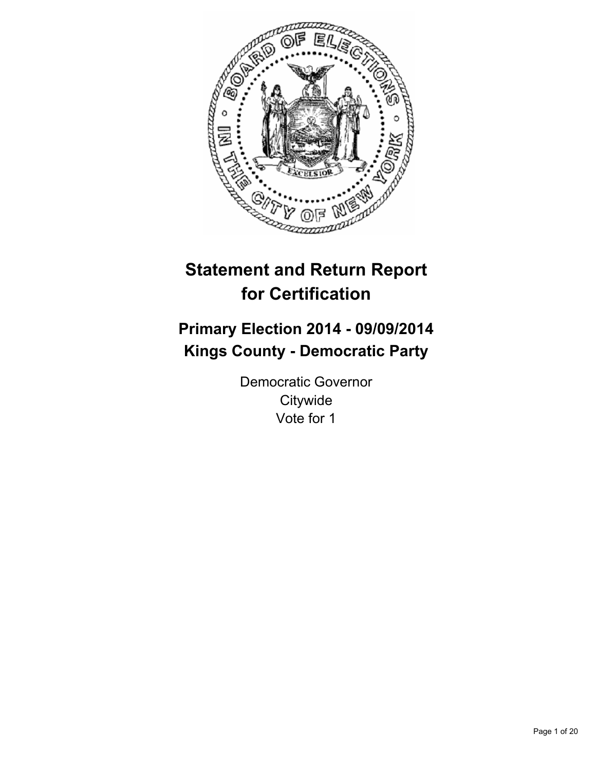# Statement and Return Report for Certification

## Primary Election 2014 - 09/09/2014
## Kings County - Democratic Party

Democratic Governor
Citywide
Vote for 1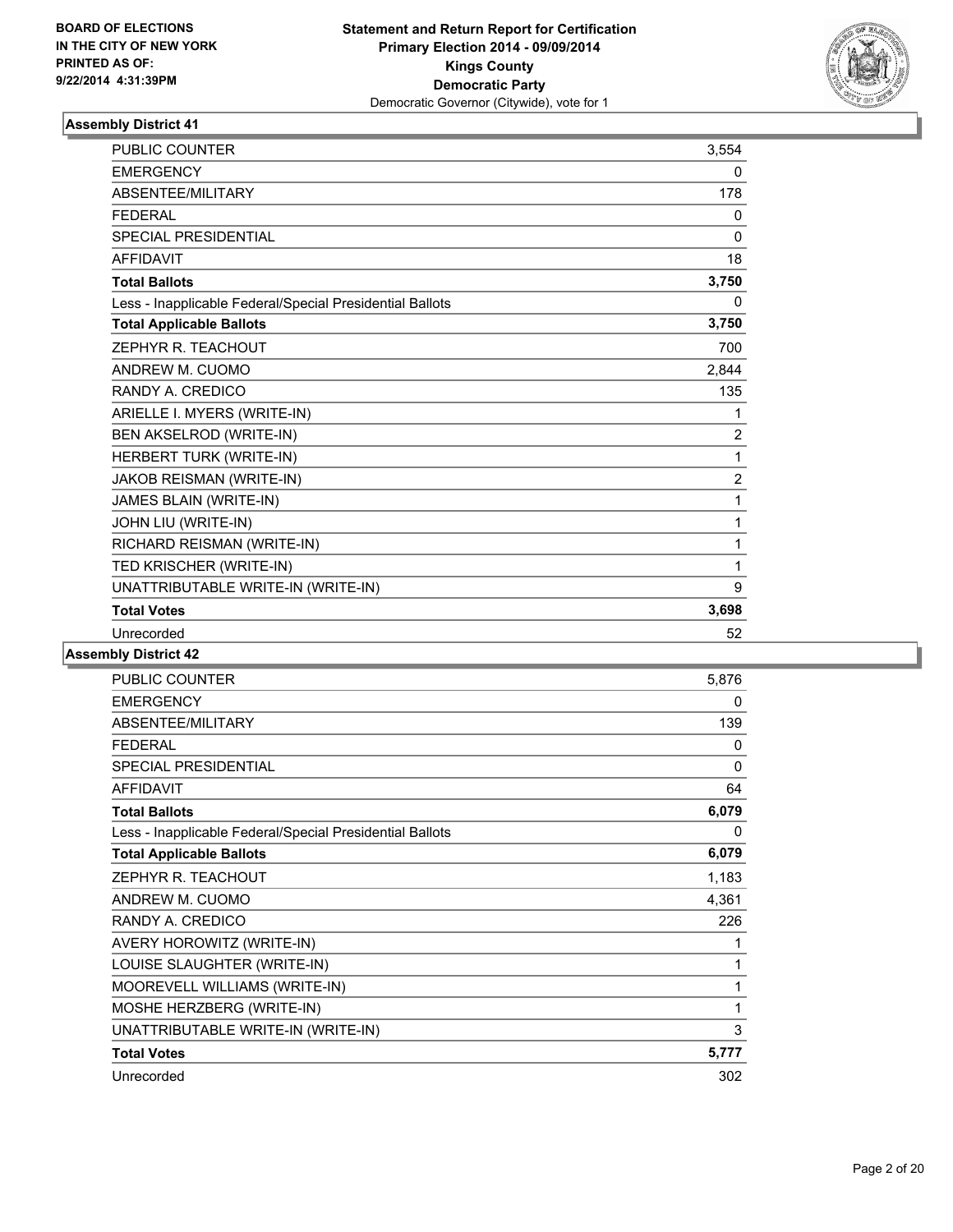BOARD OF ELECTIONS
IN THE CITY OF NEW YORK
PRINTED AS OF:
9/22/2014 4:31:39PM

**Statement and Return Report for Certification**
**Primary Election 2014 - 09/09/2014**
**Kings County**
**Democratic Party**
Democratic Governor (Citywide), vote for 1

### Assembly District 41

| | |
|---|---|
| PUBLIC COUNTER | 3,554 |
| EMERGENCY | 0 |
| ABSENTEE/MILITARY | 178 |
| FEDERAL | 0 |
| SPECIAL PRESIDENTIAL | 0 |
| AFFIDAVIT | 18 |
| **Total Ballots** | **3,750** |
| Less - Inapplicable Federal/Special Presidential Ballots | 0 |
| **Total Applicable Ballots** | **3,750** |
| ZEPHYR R. TEACHOUT | 700 |
| ANDREW M. CUOMO | 2,844 |
| RANDY A. CREDICO | 135 |
| ARIELLE I. MYERS (WRITE-IN) | 1 |
| BEN AKSELROD (WRITE-IN) | 2 |
| HERBERT TURK (WRITE-IN) | 1 |
| JAKOB REISMAN (WRITE-IN) | 2 |
| JAMES BLAIN (WRITE-IN) | 1 |
| JOHN LIU (WRITE-IN) | 1 |
| RICHARD REISMAN (WRITE-IN) | 1 |
| TED KRISCHER (WRITE-IN) | 1 |
| UNATTRIBUTABLE WRITE-IN (WRITE-IN) | 9 |
| **Total Votes** | **3,698** |
| Unrecorded | 52 |

### Assembly District 42

| | |
|---|---|
| PUBLIC COUNTER | 5,876 |
| EMERGENCY | 0 |
| ABSENTEE/MILITARY | 139 |
| FEDERAL | 0 |
| SPECIAL PRESIDENTIAL | 0 |
| AFFIDAVIT | 64 |
| **Total Ballots** | **6,079** |
| Less - Inapplicable Federal/Special Presidential Ballots | 0 |
| **Total Applicable Ballots** | **6,079** |
| ZEPHYR R. TEACHOUT | 1,183 |
| ANDREW M. CUOMO | 4,361 |
| RANDY A. CREDICO | 226 |
| AVERY HOROWITZ (WRITE-IN) | 1 |
| LOUISE SLAUGHTER (WRITE-IN) | 1 |
| MOOREVELL WILLIAMS (WRITE-IN) | 1 |
| MOSHE HERZBERG (WRITE-IN) | 1 |
| UNATTRIBUTABLE WRITE-IN (WRITE-IN) | 3 |
| **Total Votes** | **5,777** |
| Unrecorded | 302 |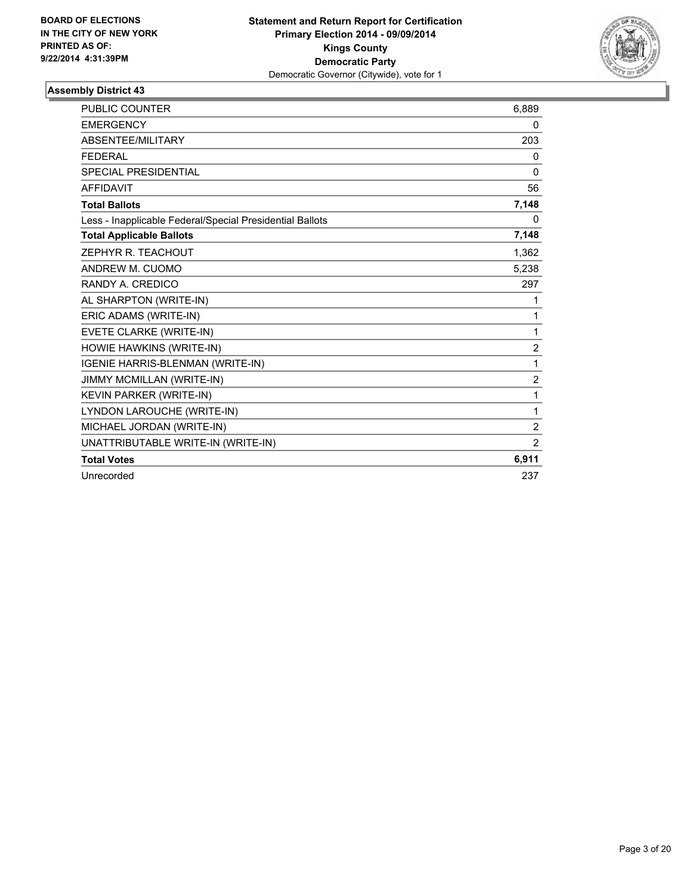**BOARD OF ELECTIONS IN THE CITY OF NEW YORK PRINTED AS OF: 9/22/2014 4:31:39PM**

**Statement and Return Report for Certification**
**Primary Election 2014 - 09/09/2014**
**Kings County**
**Democratic Party**
Democratic Governor (Citywide), vote for 1

### Assembly District 43

| | |
|---|---|
| PUBLIC COUNTER | 6,889 |
| EMERGENCY | 0 |
| ABSENTEE/MILITARY | 203 |
| FEDERAL | 0 |
| SPECIAL PRESIDENTIAL | 0 |
| AFFIDAVIT | 56 |
| **Total Ballots** | **7,148** |
| Less - Inapplicable Federal/Special Presidential Ballots | 0 |
| **Total Applicable Ballots** | **7,148** |
| ZEPHYR R. TEACHOUT | 1,362 |
| ANDREW M. CUOMO | 5,238 |
| RANDY A. CREDICO | 297 |
| AL SHARPTON (WRITE-IN) | 1 |
| ERIC ADAMS (WRITE-IN) | 1 |
| EVETE CLARKE (WRITE-IN) | 1 |
| HOWIE HAWKINS (WRITE-IN) | 2 |
| IGENIE HARRIS-BLENMAN (WRITE-IN) | 1 |
| JIMMY MCMILLAN (WRITE-IN) | 2 |
| KEVIN PARKER (WRITE-IN) | 1 |
| LYNDON LAROUCHE (WRITE-IN) | 1 |
| MICHAEL JORDAN (WRITE-IN) | 2 |
| UNATTRIBUTABLE WRITE-IN (WRITE-IN) | 2 |
| **Total Votes** | **6,911** |
| Unrecorded | 237 |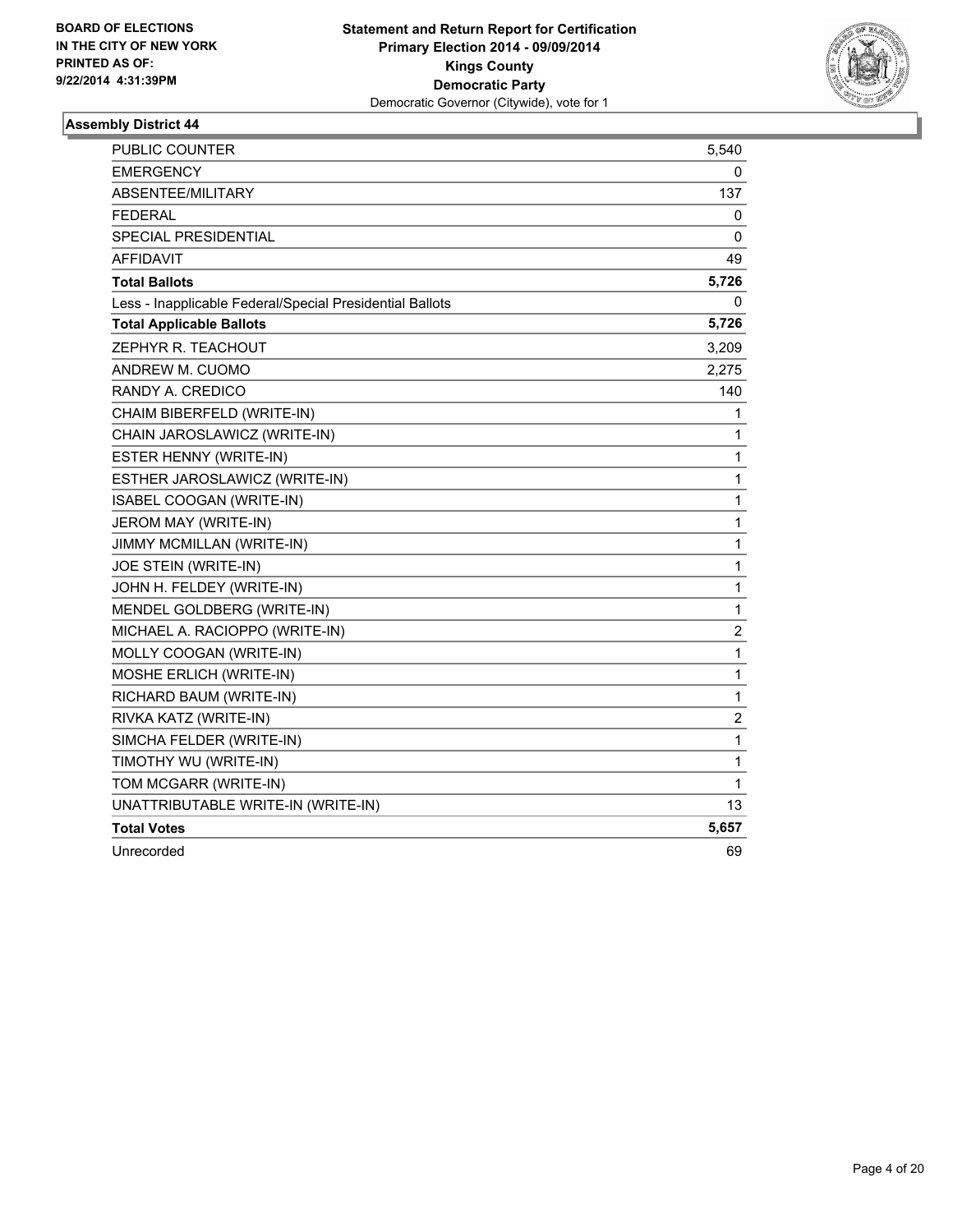BOARD OF ELECTIONS
IN THE CITY OF NEW YORK
PRINTED AS OF:
9/22/2014 4:31:39PM

**Statement and Return Report for Certification**
**Primary Election 2014 - 09/09/2014**
**Kings County**
**Democratic Party**
Democratic Governor (Citywide), vote for 1

## Assembly District 44

| | |
|---|---|
| PUBLIC COUNTER | 5,540 |
| EMERGENCY | 0 |
| ABSENTEE/MILITARY | 137 |
| FEDERAL | 0 |
| SPECIAL PRESIDENTIAL | 0 |
| AFFIDAVIT | 49 |
| **Total Ballots** | **5,726** |
| Less - Inapplicable Federal/Special Presidential Ballots | 0 |
| **Total Applicable Ballots** | **5,726** |
| ZEPHYR R. TEACHOUT | 3,209 |
| ANDREW M. CUOMO | 2,275 |
| RANDY A. CREDICO | 140 |
| CHAIM BIBERFELD (WRITE-IN) | 1 |
| CHAIN JAROSLAWICZ (WRITE-IN) | 1 |
| ESTER HENNY (WRITE-IN) | 1 |
| ESTHER JAROSLAWICZ (WRITE-IN) | 1 |
| ISABEL COOGAN (WRITE-IN) | 1 |
| JEROM MAY (WRITE-IN) | 1 |
| JIMMY MCMILLAN (WRITE-IN) | 1 |
| JOE STEIN (WRITE-IN) | 1 |
| JOHN H. FELDEY (WRITE-IN) | 1 |
| MENDEL GOLDBERG (WRITE-IN) | 1 |
| MICHAEL A. RACIOPPO (WRITE-IN) | 2 |
| MOLLY COOGAN (WRITE-IN) | 1 |
| MOSHE ERLICH (WRITE-IN) | 1 |
| RICHARD BAUM (WRITE-IN) | 1 |
| RIVKA KATZ (WRITE-IN) | 2 |
| SIMCHA FELDER (WRITE-IN) | 1 |
| TIMOTHY WU (WRITE-IN) | 1 |
| TOM MCGARR (WRITE-IN) | 1 |
| UNATTRIBUTABLE WRITE-IN (WRITE-IN) | 13 |
| **Total Votes** | **5,657** |
| Unrecorded | 69 |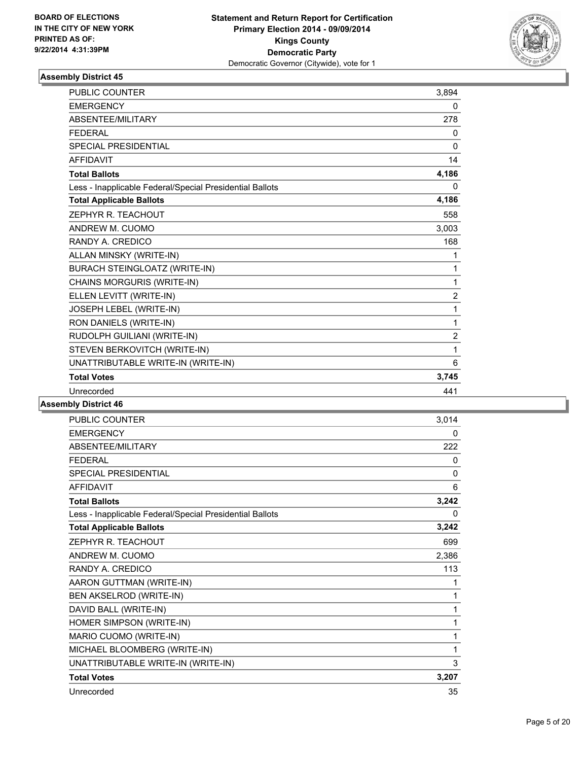BOARD OF ELECTIONS
IN THE CITY OF NEW YORK
PRINTED AS OF:
9/22/2014 4:31:39PM

**Statement and Return Report for Certification**
**Primary Election 2014 - 09/09/2014**
**Kings County**
**Democratic Party**
Democratic Governor (Citywide), vote for 1

### Assembly District 45

| | |
|---|---|
| PUBLIC COUNTER | 3,894 |
| EMERGENCY | 0 |
| ABSENTEE/MILITARY | 278 |
| FEDERAL | 0 |
| SPECIAL PRESIDENTIAL | 0 |
| AFFIDAVIT | 14 |
| **Total Ballots** | **4,186** |
| Less - Inapplicable Federal/Special Presidential Ballots | 0 |
| **Total Applicable Ballots** | **4,186** |
| ZEPHYR R. TEACHOUT | 558 |
| ANDREW M. CUOMO | 3,003 |
| RANDY A. CREDICO | 168 |
| ALLAN MINSKY (WRITE-IN) | 1 |
| BURACH STEINGLOATZ (WRITE-IN) | 1 |
| CHAINS MORGURIS (WRITE-IN) | 1 |
| ELLEN LEVITT (WRITE-IN) | 2 |
| JOSEPH LEBEL (WRITE-IN) | 1 |
| RON DANIELS (WRITE-IN) | 1 |
| RUDOLPH GUILIANI (WRITE-IN) | 2 |
| STEVEN BERKOVITCH (WRITE-IN) | 1 |
| UNATTRIBUTABLE WRITE-IN (WRITE-IN) | 6 |
| **Total Votes** | **3,745** |
| Unrecorded | 441 |

### Assembly District 46

| | |
|---|---|
| PUBLIC COUNTER | 3,014 |
| EMERGENCY | 0 |
| ABSENTEE/MILITARY | 222 |
| FEDERAL | 0 |
| SPECIAL PRESIDENTIAL | 0 |
| AFFIDAVIT | 6 |
| **Total Ballots** | **3,242** |
| Less - Inapplicable Federal/Special Presidential Ballots | 0 |
| **Total Applicable Ballots** | **3,242** |
| ZEPHYR R. TEACHOUT | 699 |
| ANDREW M. CUOMO | 2,386 |
| RANDY A. CREDICO | 113 |
| AARON GUTTMAN (WRITE-IN) | 1 |
| BEN AKSELROD (WRITE-IN) | 1 |
| DAVID BALL (WRITE-IN) | 1 |
| HOMER SIMPSON (WRITE-IN) | 1 |
| MARIO CUOMO (WRITE-IN) | 1 |
| MICHAEL BLOOMBERG (WRITE-IN) | 1 |
| UNATTRIBUTABLE WRITE-IN (WRITE-IN) | 3 |
| **Total Votes** | **3,207** |
| Unrecorded | 35 |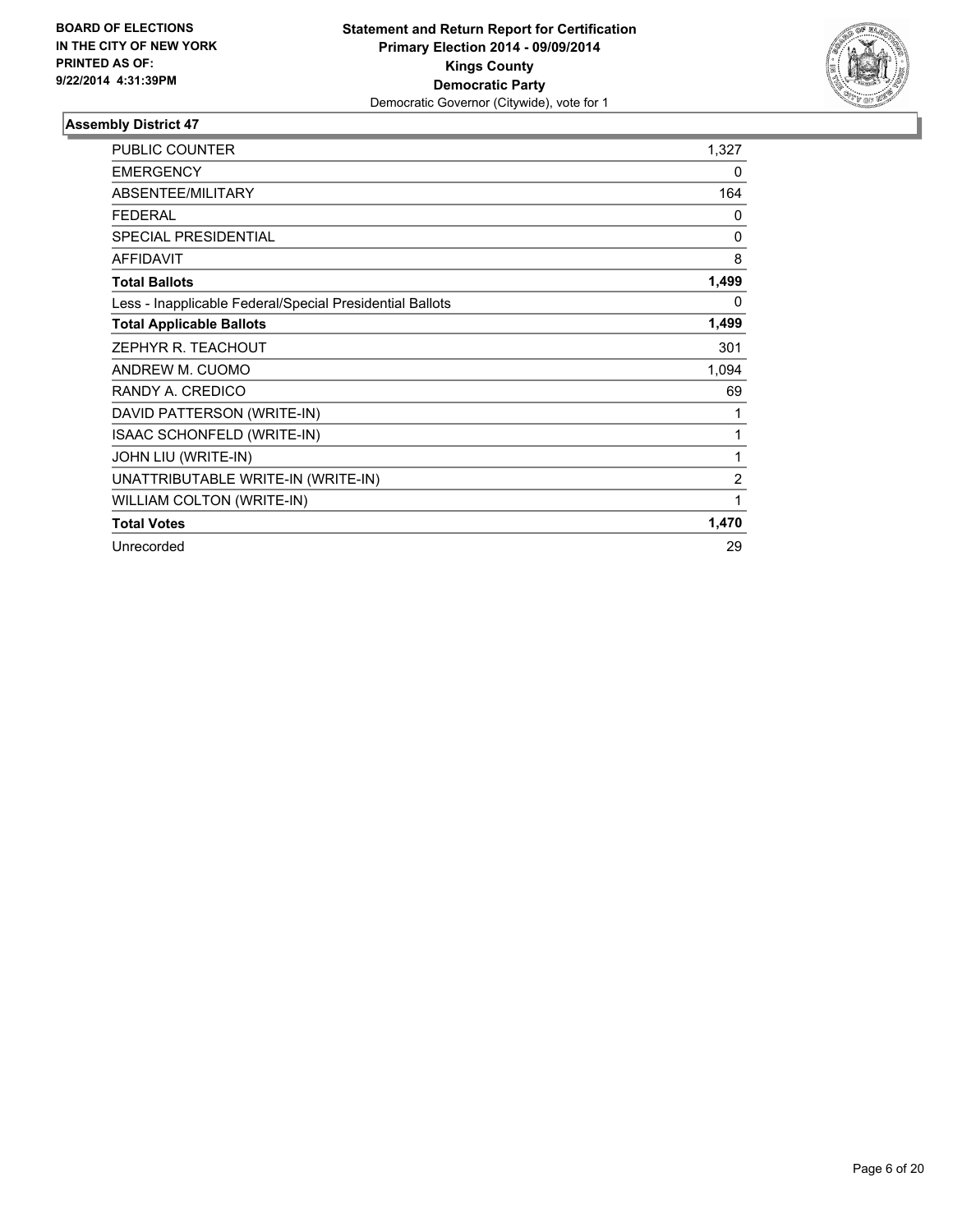**BOARD OF ELECTIONS IN THE CITY OF NEW YORK PRINTED AS OF: 9/22/2014 4:31:39PM**

**Statement and Return Report for Certification**
**Primary Election 2014 - 09/09/2014**
**Kings County**
**Democratic Party**
Democratic Governor (Citywide), vote for 1

### Assembly District 47

| | |
|---|---|
| PUBLIC COUNTER | 1,327 |
| EMERGENCY | 0 |
| ABSENTEE/MILITARY | 164 |
| FEDERAL | 0 |
| SPECIAL PRESIDENTIAL | 0 |
| AFFIDAVIT | 8 |
| **Total Ballots** | **1,499** |
| Less - Inapplicable Federal/Special Presidential Ballots | 0 |
| **Total Applicable Ballots** | **1,499** |
| ZEPHYR R. TEACHOUT | 301 |
| ANDREW M. CUOMO | 1,094 |
| RANDY A. CREDICO | 69 |
| DAVID PATTERSON (WRITE-IN) | 1 |
| ISAAC SCHONFELD (WRITE-IN) | 1 |
| JOHN LIU (WRITE-IN) | 1 |
| UNATTRIBUTABLE WRITE-IN (WRITE-IN) | 2 |
| WILLIAM COLTON (WRITE-IN) | 1 |
| **Total Votes** | **1,470** |
| Unrecorded | 29 |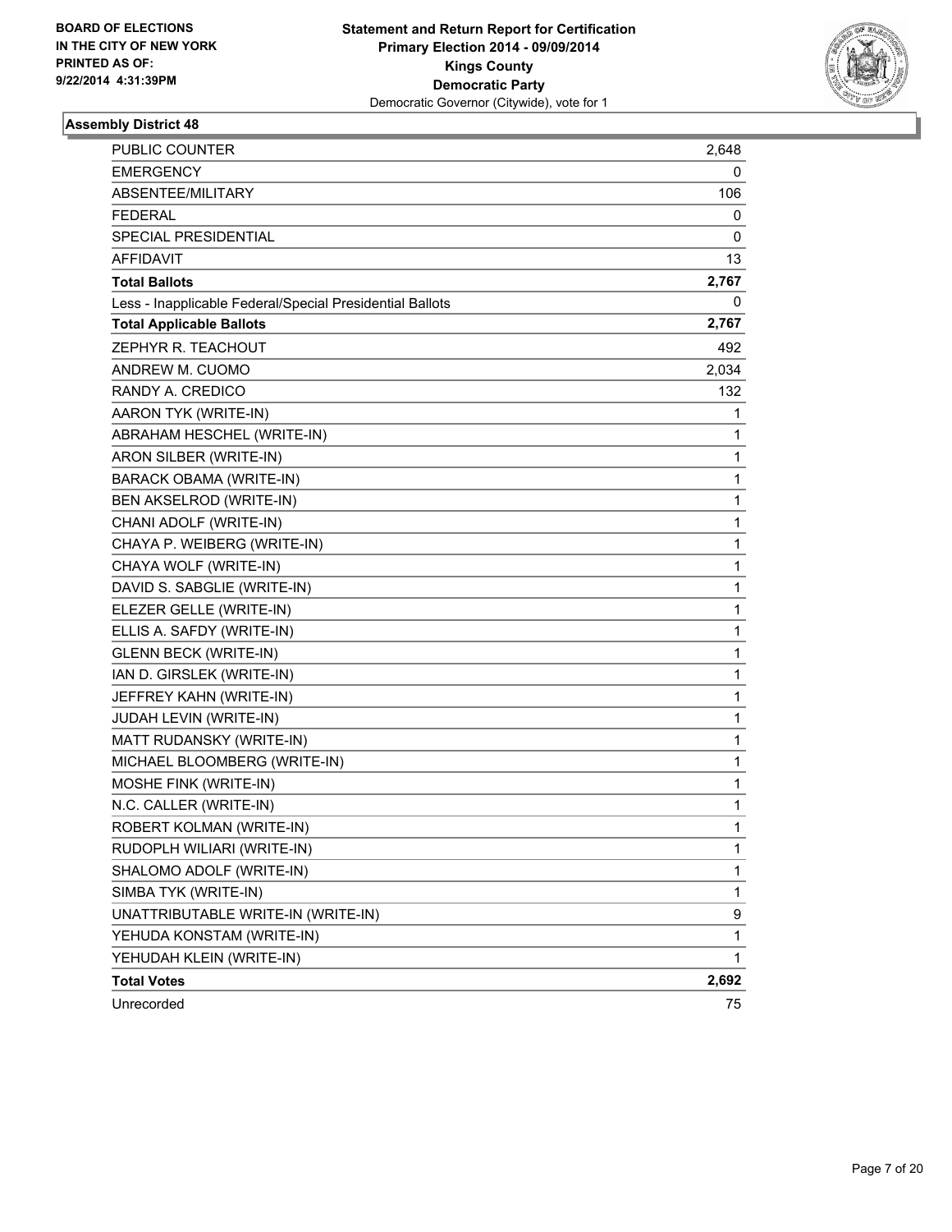**BOARD OF ELECTIONS**
**IN THE CITY OF NEW YORK**
**PRINTED AS OF:**
**9/22/2014 4:31:39PM**

**Statement and Return Report for Certification**
**Primary Election 2014 - 09/09/2014**
**Kings County**
**Democratic Party**
Democratic Governor (Citywide), vote for 1

### Assembly District 48

| | |
|---|---|
| PUBLIC COUNTER | 2,648 |
| EMERGENCY | 0 |
| ABSENTEE/MILITARY | 106 |
| FEDERAL | 0 |
| SPECIAL PRESIDENTIAL | 0 |
| AFFIDAVIT | 13 |
| **Total Ballots** | **2,767** |
| Less - Inapplicable Federal/Special Presidential Ballots | 0 |
| **Total Applicable Ballots** | **2,767** |
| ZEPHYR R. TEACHOUT | 492 |
| ANDREW M. CUOMO | 2,034 |
| RANDY A. CREDICO | 132 |
| AARON TYK (WRITE-IN) | 1 |
| ABRAHAM HESCHEL (WRITE-IN) | 1 |
| ARON SILBER (WRITE-IN) | 1 |
| BARACK OBAMA (WRITE-IN) | 1 |
| BEN AKSELROD (WRITE-IN) | 1 |
| CHANI ADOLF (WRITE-IN) | 1 |
| CHAYA P. WEIBERG (WRITE-IN) | 1 |
| CHAYA WOLF (WRITE-IN) | 1 |
| DAVID S. SABGLIE (WRITE-IN) | 1 |
| ELEZER GELLE (WRITE-IN) | 1 |
| ELLIS A. SAFDY (WRITE-IN) | 1 |
| GLENN BECK (WRITE-IN) | 1 |
| IAN D. GIRSLEK (WRITE-IN) | 1 |
| JEFFREY KAHN (WRITE-IN) | 1 |
| JUDAH LEVIN (WRITE-IN) | 1 |
| MATT RUDANSKY (WRITE-IN) | 1 |
| MICHAEL BLOOMBERG (WRITE-IN) | 1 |
| MOSHE FINK (WRITE-IN) | 1 |
| N.C. CALLER (WRITE-IN) | 1 |
| ROBERT KOLMAN (WRITE-IN) | 1 |
| RUDOPLH WILIARI (WRITE-IN) | 1 |
| SHALOMO ADOLF (WRITE-IN) | 1 |
| SIMBA TYK (WRITE-IN) | 1 |
| UNATTRIBUTABLE WRITE-IN (WRITE-IN) | 9 |
| YEHUDA KONSTAM (WRITE-IN) | 1 |
| YEHUDAH KLEIN (WRITE-IN) | 1 |
| **Total Votes** | **2,692** |
| Unrecorded | 75 |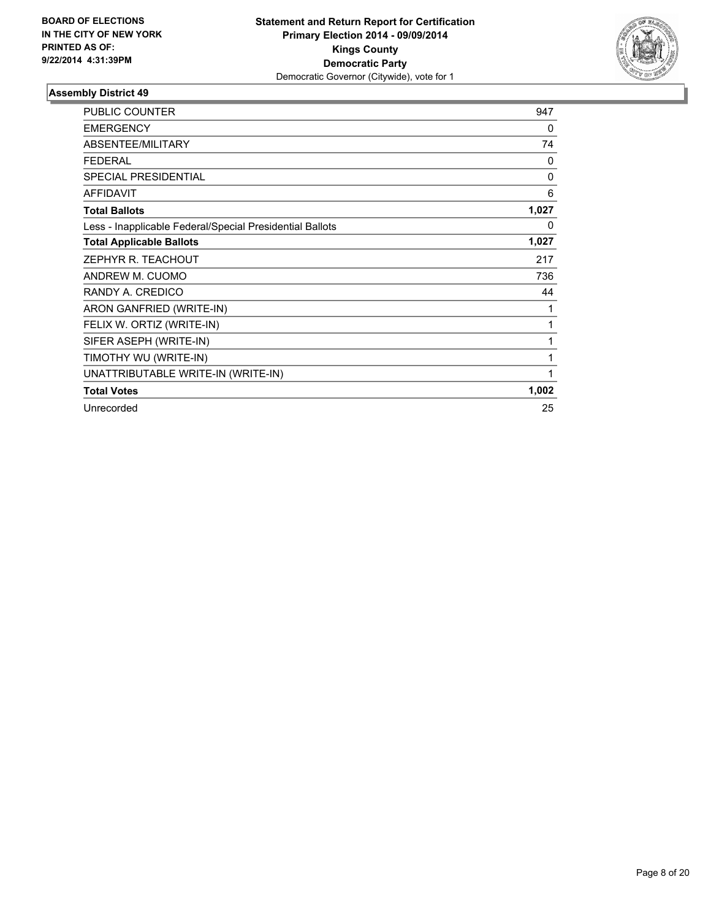**BOARD OF ELECTIONS IN THE CITY OF NEW YORK PRINTED AS OF: 9/22/2014 4:31:39PM**

**Statement and Return Report for Certification**
**Primary Election 2014 - 09/09/2014**
**Kings County**
**Democratic Party**
Democratic Governor (Citywide), vote for 1

## Assembly District 49

| | |
|---|---|
| PUBLIC COUNTER | 947 |
| EMERGENCY | 0 |
| ABSENTEE/MILITARY | 74 |
| FEDERAL | 0 |
| SPECIAL PRESIDENTIAL | 0 |
| AFFIDAVIT | 6 |
| **Total Ballots** | **1,027** |
| Less - Inapplicable Federal/Special Presidential Ballots | 0 |
| **Total Applicable Ballots** | **1,027** |
| ZEPHYR R. TEACHOUT | 217 |
| ANDREW M. CUOMO | 736 |
| RANDY A. CREDICO | 44 |
| ARON GANFRIED (WRITE-IN) | 1 |
| FELIX W. ORTIZ (WRITE-IN) | 1 |
| SIFER ASEPH (WRITE-IN) | 1 |
| TIMOTHY WU (WRITE-IN) | 1 |
| UNATTRIBUTABLE WRITE-IN (WRITE-IN) | 1 |
| **Total Votes** | **1,002** |
| Unrecorded | 25 |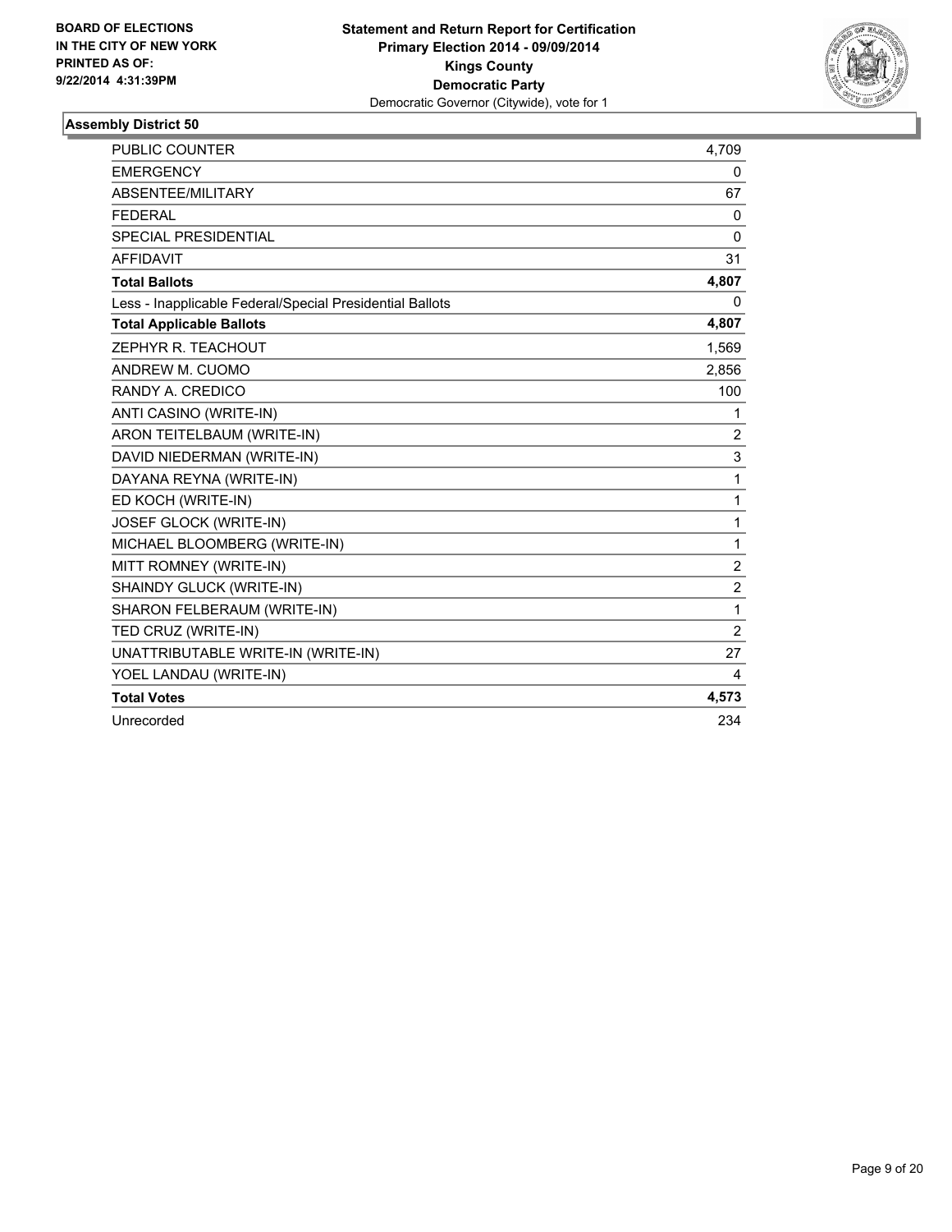**BOARD OF ELECTIONS IN THE CITY OF NEW YORK PRINTED AS OF: 9/22/2014 4:31:39PM**

**Statement and Return Report for Certification**
**Primary Election 2014 - 09/09/2014**
**Kings County**
**Democratic Party**
Democratic Governor (Citywide), vote for 1

### Assembly District 50

| | |
|---|---|
| PUBLIC COUNTER | 4,709 |
| EMERGENCY | 0 |
| ABSENTEE/MILITARY | 67 |
| FEDERAL | 0 |
| SPECIAL PRESIDENTIAL | 0 |
| AFFIDAVIT | 31 |
| **Total Ballots** | **4,807** |
| Less - Inapplicable Federal/Special Presidential Ballots | 0 |
| **Total Applicable Ballots** | **4,807** |
| ZEPHYR R. TEACHOUT | 1,569 |
| ANDREW M. CUOMO | 2,856 |
| RANDY A. CREDICO | 100 |
| ANTI CASINO (WRITE-IN) | 1 |
| ARON TEITELBAUM (WRITE-IN) | 2 |
| DAVID NIEDERMAN (WRITE-IN) | 3 |
| DAYANA REYNA (WRITE-IN) | 1 |
| ED KOCH (WRITE-IN) | 1 |
| JOSEF GLOCK (WRITE-IN) | 1 |
| MICHAEL BLOOMBERG (WRITE-IN) | 1 |
| MITT ROMNEY (WRITE-IN) | 2 |
| SHAINDY GLUCK (WRITE-IN) | 2 |
| SHARON FELBERAUM (WRITE-IN) | 1 |
| TED CRUZ (WRITE-IN) | 2 |
| UNATTRIBUTABLE WRITE-IN (WRITE-IN) | 27 |
| YOEL LANDAU (WRITE-IN) | 4 |
| **Total Votes** | **4,573** |
| Unrecorded | 234 |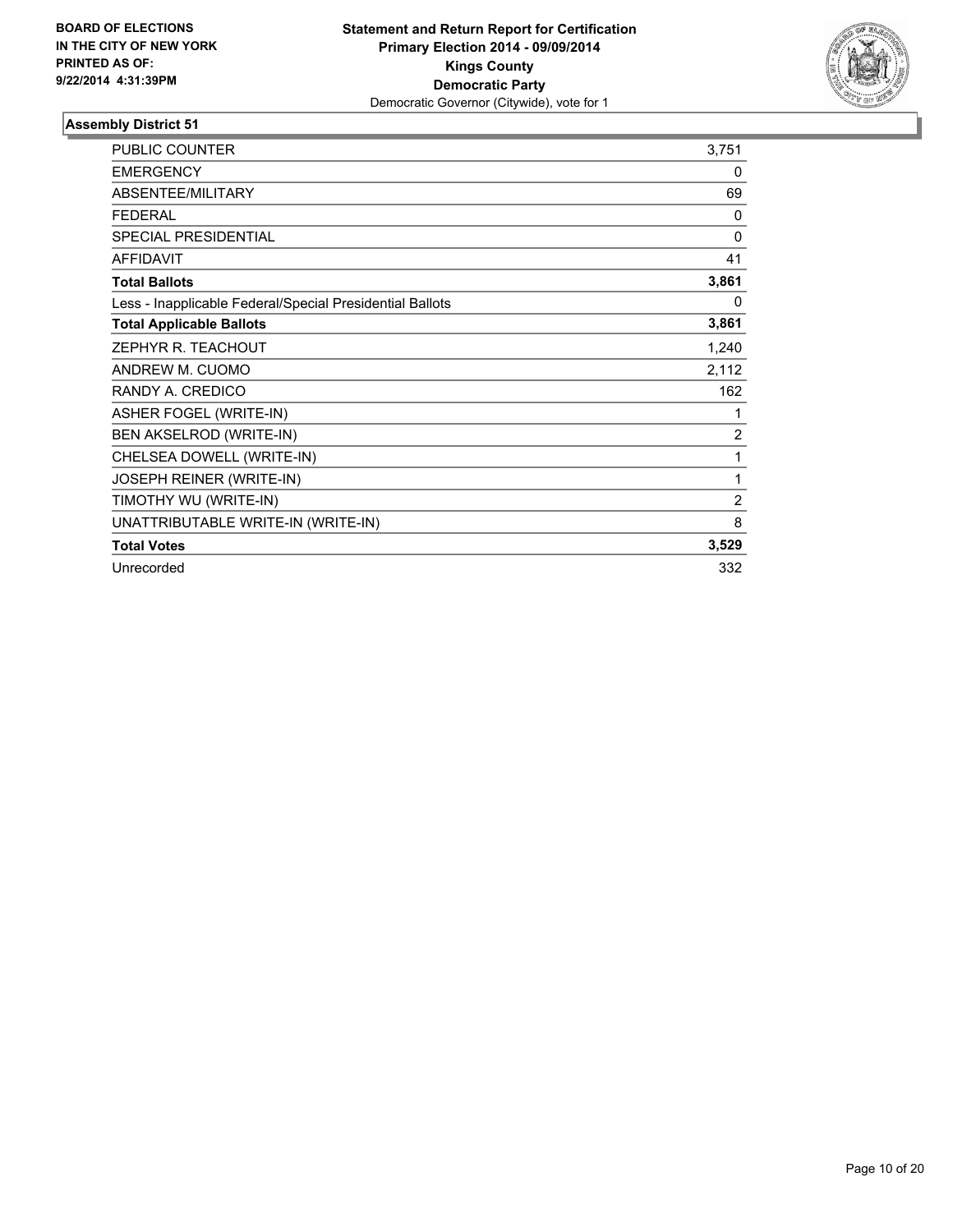**BOARD OF ELECTIONS IN THE CITY OF NEW YORK PRINTED AS OF: 9/22/2014 4:31:39PM**

**Statement and Return Report for Certification**
**Primary Election 2014 - 09/09/2014**
**Kings County**
**Democratic Party**
Democratic Governor (Citywide), vote for 1

## Assembly District 51

| | |
|---|---|
| PUBLIC COUNTER | 3,751 |
| EMERGENCY | 0 |
| ABSENTEE/MILITARY | 69 |
| FEDERAL | 0 |
| SPECIAL PRESIDENTIAL | 0 |
| AFFIDAVIT | 41 |
| **Total Ballots** | **3,861** |
| Less - Inapplicable Federal/Special Presidential Ballots | 0 |
| **Total Applicable Ballots** | **3,861** |
| ZEPHYR R. TEACHOUT | 1,240 |
| ANDREW M. CUOMO | 2,112 |
| RANDY A. CREDICO | 162 |
| ASHER FOGEL (WRITE-IN) | 1 |
| BEN AKSELROD (WRITE-IN) | 2 |
| CHELSEA DOWELL (WRITE-IN) | 1 |
| JOSEPH REINER (WRITE-IN) | 1 |
| TIMOTHY WU (WRITE-IN) | 2 |
| UNATTRIBUTABLE WRITE-IN (WRITE-IN) | 8 |
| **Total Votes** | **3,529** |
| Unrecorded | 332 |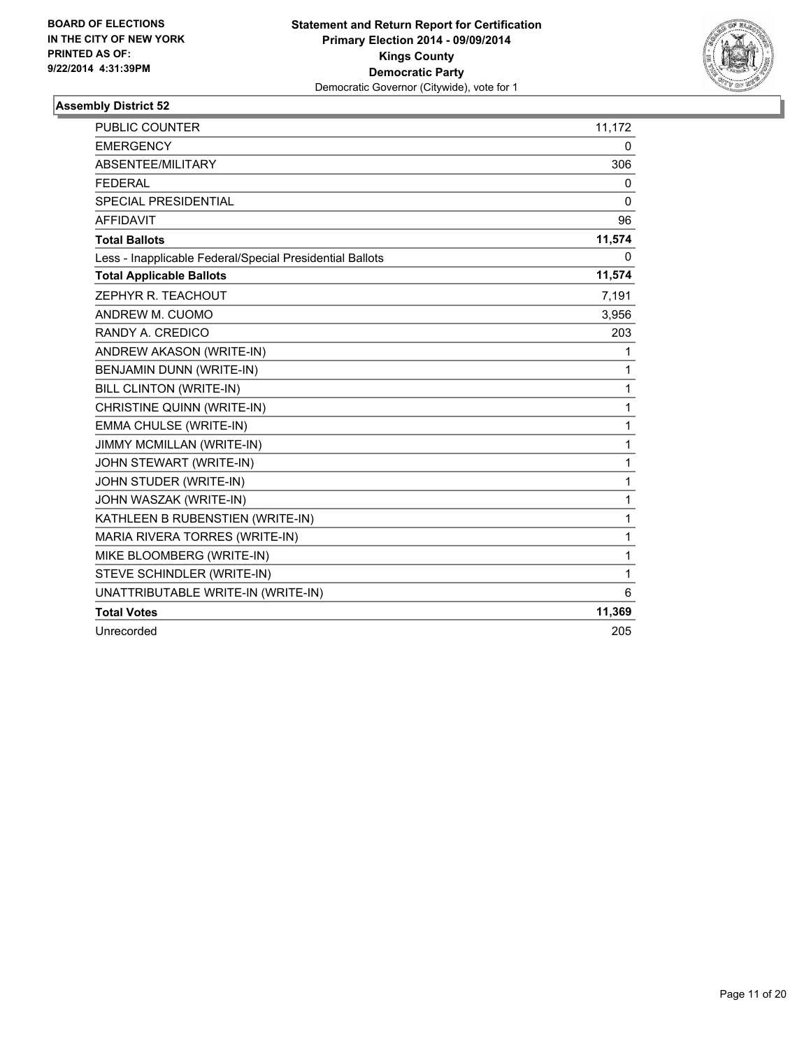BOARD OF ELECTIONS
IN THE CITY OF NEW YORK
PRINTED AS OF:
9/22/2014 4:31:39PM

**Statement and Return Report for Certification**
**Primary Election 2014 - 09/09/2014**
**Kings County**
**Democratic Party**
Democratic Governor (Citywide), vote for 1

### Assembly District 52

| | |
|---|---|
| PUBLIC COUNTER | 11,172 |
| EMERGENCY | 0 |
| ABSENTEE/MILITARY | 306 |
| FEDERAL | 0 |
| SPECIAL PRESIDENTIAL | 0 |
| AFFIDAVIT | 96 |
| **Total Ballots** | **11,574** |
| Less - Inapplicable Federal/Special Presidential Ballots | 0 |
| **Total Applicable Ballots** | **11,574** |
| ZEPHYR R. TEACHOUT | 7,191 |
| ANDREW M. CUOMO | 3,956 |
| RANDY A. CREDICO | 203 |
| ANDREW AKASON (WRITE-IN) | 1 |
| BENJAMIN DUNN (WRITE-IN) | 1 |
| BILL CLINTON (WRITE-IN) | 1 |
| CHRISTINE QUINN (WRITE-IN) | 1 |
| EMMA CHULSE (WRITE-IN) | 1 |
| JIMMY MCMILLAN (WRITE-IN) | 1 |
| JOHN STEWART (WRITE-IN) | 1 |
| JOHN STUDER (WRITE-IN) | 1 |
| JOHN WASZAK (WRITE-IN) | 1 |
| KATHLEEN B RUBENSTIEN (WRITE-IN) | 1 |
| MARIA RIVERA TORRES (WRITE-IN) | 1 |
| MIKE BLOOMBERG (WRITE-IN) | 1 |
| STEVE SCHINDLER (WRITE-IN) | 1 |
| UNATTRIBUTABLE WRITE-IN (WRITE-IN) | 6 |
| **Total Votes** | **11,369** |
| Unrecorded | 205 |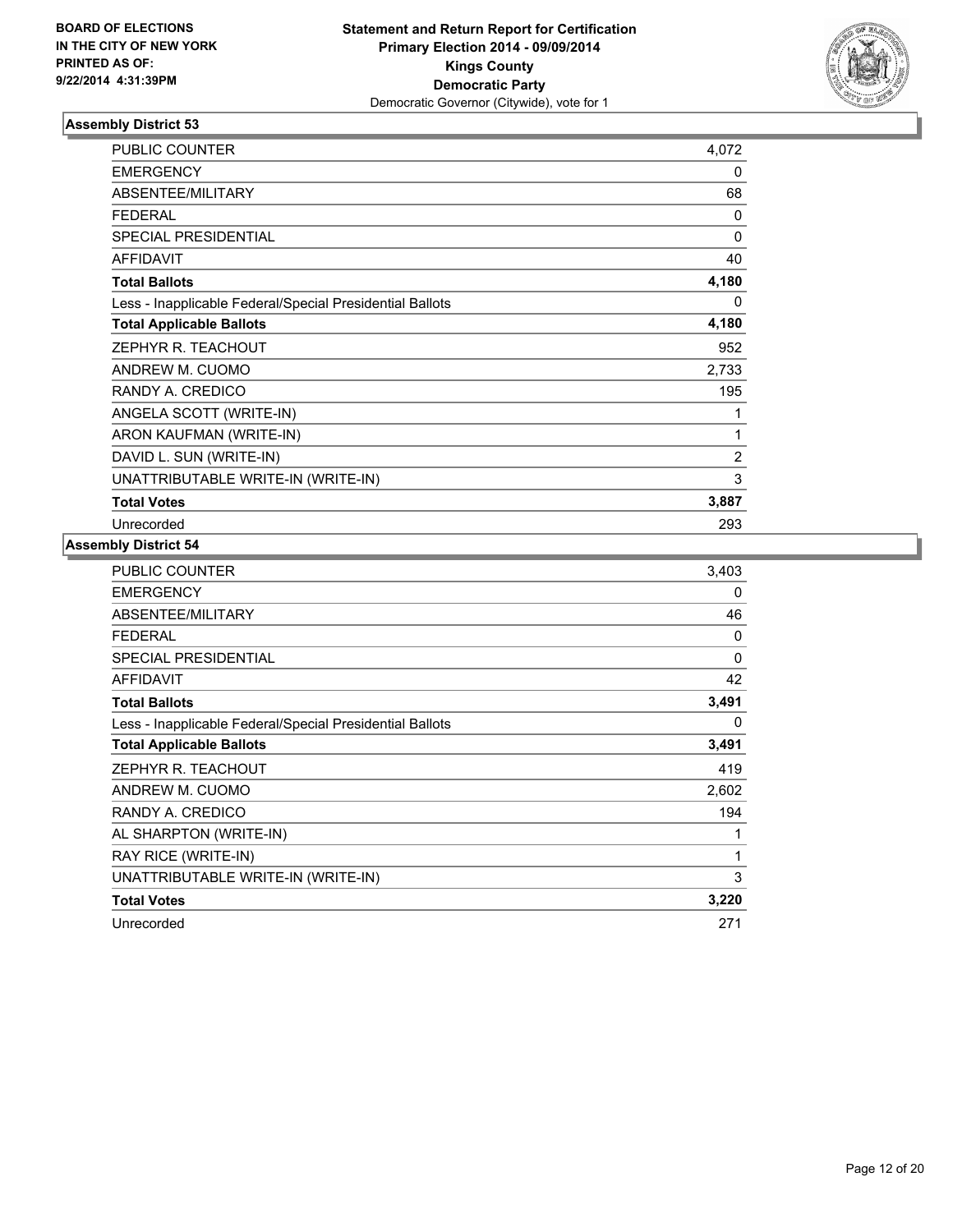BOARD OF ELECTIONS
IN THE CITY OF NEW YORK
PRINTED AS OF:
9/22/2014 4:31:39PM

**Statement and Return Report for Certification**
**Primary Election 2014 - 09/09/2014**
**Kings County**
**Democratic Party**
Democratic Governor (Citywide), vote for 1

### Assembly District 53

| | |
|---|---|
| PUBLIC COUNTER | 4,072 |
| EMERGENCY | 0 |
| ABSENTEE/MILITARY | 68 |
| FEDERAL | 0 |
| SPECIAL PRESIDENTIAL | 0 |
| AFFIDAVIT | 40 |
| **Total Ballots** | **4,180** |
| Less - Inapplicable Federal/Special Presidential Ballots | 0 |
| **Total Applicable Ballots** | **4,180** |
| ZEPHYR R. TEACHOUT | 952 |
| ANDREW M. CUOMO | 2,733 |
| RANDY A. CREDICO | 195 |
| ANGELA SCOTT (WRITE-IN) | 1 |
| ARON KAUFMAN (WRITE-IN) | 1 |
| DAVID L. SUN (WRITE-IN) | 2 |
| UNATTRIBUTABLE WRITE-IN (WRITE-IN) | 3 |
| **Total Votes** | **3,887** |
| Unrecorded | 293 |

### Assembly District 54

| | |
|---|---|
| PUBLIC COUNTER | 3,403 |
| EMERGENCY | 0 |
| ABSENTEE/MILITARY | 46 |
| FEDERAL | 0 |
| SPECIAL PRESIDENTIAL | 0 |
| AFFIDAVIT | 42 |
| **Total Ballots** | **3,491** |
| Less - Inapplicable Federal/Special Presidential Ballots | 0 |
| **Total Applicable Ballots** | **3,491** |
| ZEPHYR R. TEACHOUT | 419 |
| ANDREW M. CUOMO | 2,602 |
| RANDY A. CREDICO | 194 |
| AL SHARPTON (WRITE-IN) | 1 |
| RAY RICE (WRITE-IN) | 1 |
| UNATTRIBUTABLE WRITE-IN (WRITE-IN) | 3 |
| **Total Votes** | **3,220** |
| Unrecorded | 271 |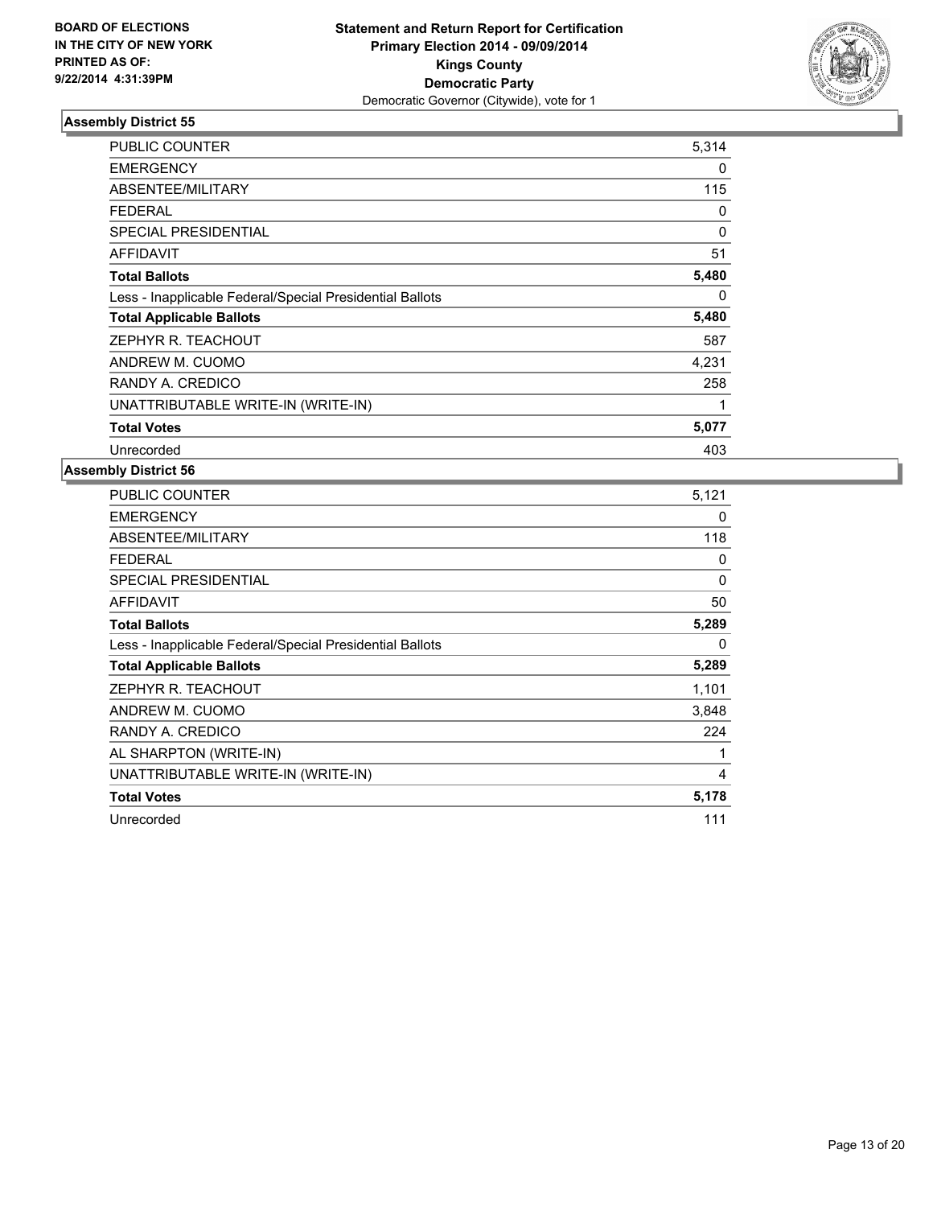BOARD OF ELECTIONS
IN THE CITY OF NEW YORK
PRINTED AS OF:
9/22/2014 4:31:39PM

**Statement and Return Report for Certification**
**Primary Election 2014 - 09/09/2014**
**Kings County**
**Democratic Party**
Democratic Governor (Citywide), vote for 1

### Assembly District 55

| | |
|---|---|
| PUBLIC COUNTER | 5,314 |
| EMERGENCY | 0 |
| ABSENTEE/MILITARY | 115 |
| FEDERAL | 0 |
| SPECIAL PRESIDENTIAL | 0 |
| AFFIDAVIT | 51 |
| **Total Ballots** | **5,480** |
| Less - Inapplicable Federal/Special Presidential Ballots | 0 |
| **Total Applicable Ballots** | **5,480** |
| ZEPHYR R. TEACHOUT | 587 |
| ANDREW M. CUOMO | 4,231 |
| RANDY A. CREDICO | 258 |
| UNATTRIBUTABLE WRITE-IN (WRITE-IN) | 1 |
| **Total Votes** | **5,077** |
| Unrecorded | 403 |

### Assembly District 56

| | |
|---|---|
| PUBLIC COUNTER | 5,121 |
| EMERGENCY | 0 |
| ABSENTEE/MILITARY | 118 |
| FEDERAL | 0 |
| SPECIAL PRESIDENTIAL | 0 |
| AFFIDAVIT | 50 |
| **Total Ballots** | **5,289** |
| Less - Inapplicable Federal/Special Presidential Ballots | 0 |
| **Total Applicable Ballots** | **5,289** |
| ZEPHYR R. TEACHOUT | 1,101 |
| ANDREW M. CUOMO | 3,848 |
| RANDY A. CREDICO | 224 |
| AL SHARPTON (WRITE-IN) | 1 |
| UNATTRIBUTABLE WRITE-IN (WRITE-IN) | 4 |
| **Total Votes** | **5,178** |
| Unrecorded | 111 |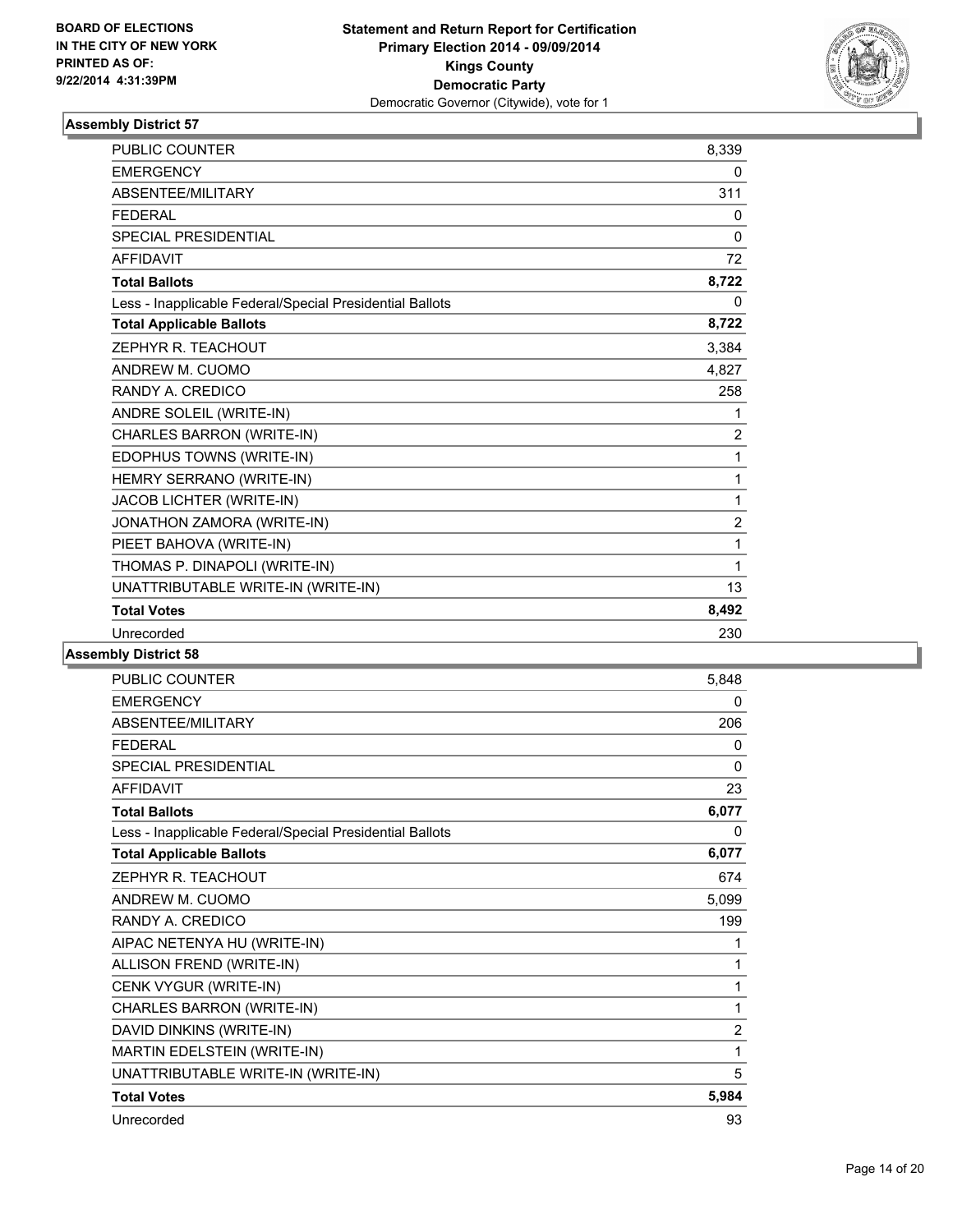BOARD OF ELECTIONS IN THE CITY OF NEW YORK
PRINTED AS OF: 9/22/2014 4:31:39PM

**Statement and Return Report for Certification**
**Primary Election 2014 - 09/09/2014**
**Kings County**
**Democratic Party**
Democratic Governor (Citywide), vote for 1

## Assembly District 57

| | |
|---|---|
| PUBLIC COUNTER | 8,339 |
| EMERGENCY | 0 |
| ABSENTEE/MILITARY | 311 |
| FEDERAL | 0 |
| SPECIAL PRESIDENTIAL | 0 |
| AFFIDAVIT | 72 |
| **Total Ballots** | **8,722** |
| Less - Inapplicable Federal/Special Presidential Ballots | 0 |
| **Total Applicable Ballots** | **8,722** |
| ZEPHYR R. TEACHOUT | 3,384 |
| ANDREW M. CUOMO | 4,827 |
| RANDY A. CREDICO | 258 |
| ANDRE SOLEIL (WRITE-IN) | 1 |
| CHARLES BARRON (WRITE-IN) | 2 |
| EDOPHUS TOWNS (WRITE-IN) | 1 |
| HEMRY SERRANO (WRITE-IN) | 1 |
| JACOB LICHTER (WRITE-IN) | 1 |
| JONATHON ZAMORA (WRITE-IN) | 2 |
| PIEET BAHOVA (WRITE-IN) | 1 |
| THOMAS P. DINAPOLI (WRITE-IN) | 1 |
| UNATTRIBUTABLE WRITE-IN (WRITE-IN) | 13 |
| **Total Votes** | **8,492** |
| Unrecorded | 230 |

## Assembly District 58

| | |
|---|---|
| PUBLIC COUNTER | 5,848 |
| EMERGENCY | 0 |
| ABSENTEE/MILITARY | 206 |
| FEDERAL | 0 |
| SPECIAL PRESIDENTIAL | 0 |
| AFFIDAVIT | 23 |
| **Total Ballots** | **6,077** |
| Less - Inapplicable Federal/Special Presidential Ballots | 0 |
| **Total Applicable Ballots** | **6,077** |
| ZEPHYR R. TEACHOUT | 674 |
| ANDREW M. CUOMO | 5,099 |
| RANDY A. CREDICO | 199 |
| AIPAC NETENYA HU (WRITE-IN) | 1 |
| ALLISON FREND (WRITE-IN) | 1 |
| CENK VYGUR (WRITE-IN) | 1 |
| CHARLES BARRON (WRITE-IN) | 1 |
| DAVID DINKINS (WRITE-IN) | 2 |
| MARTIN EDELSTEIN (WRITE-IN) | 1 |
| UNATTRIBUTABLE WRITE-IN (WRITE-IN) | 5 |
| **Total Votes** | **5,984** |
| Unrecorded | 93 |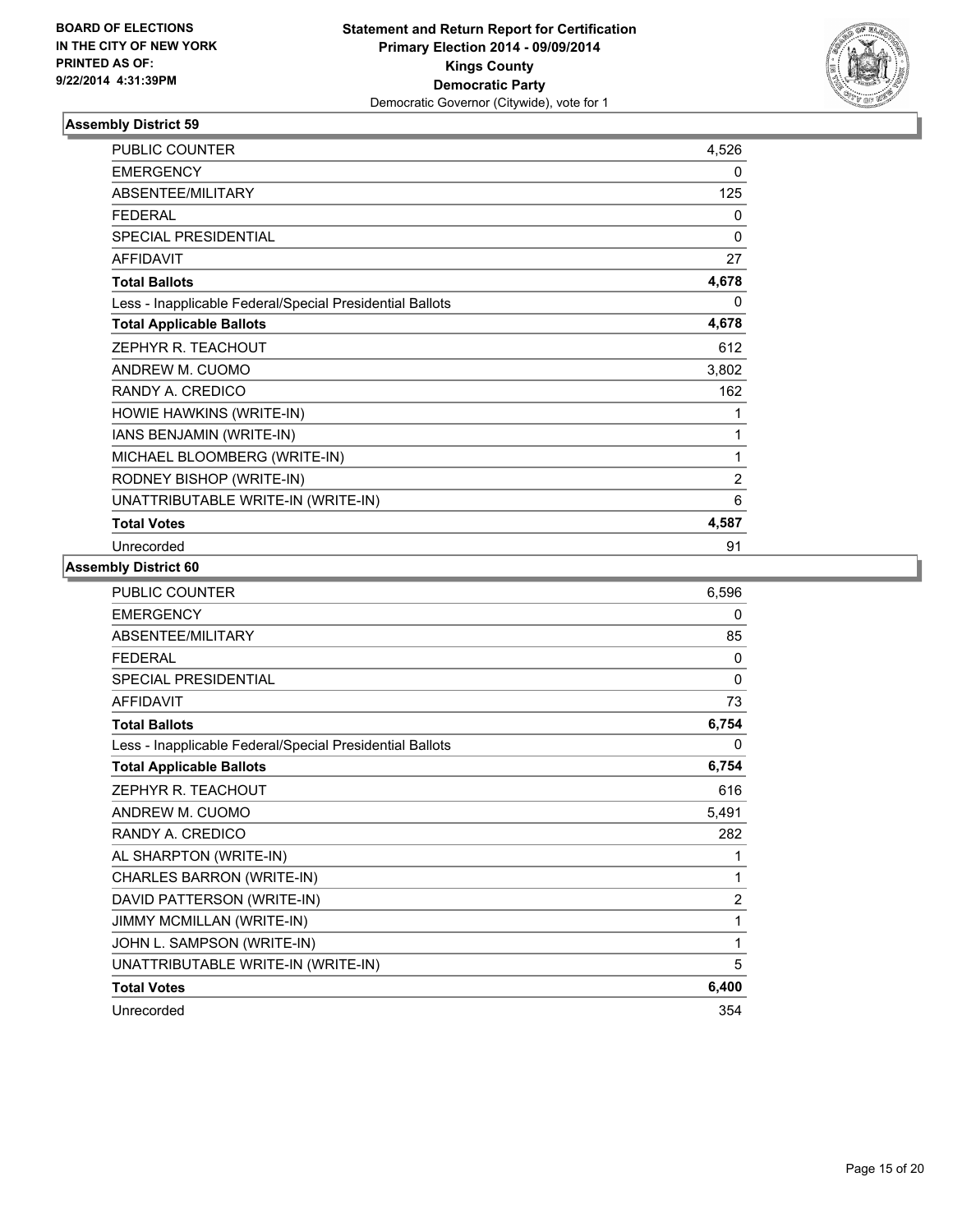BOARD OF ELECTIONS
IN THE CITY OF NEW YORK
PRINTED AS OF:
9/22/2014 4:31:39PM

**Statement and Return Report for Certification**
**Primary Election 2014 - 09/09/2014**
**Kings County**
**Democratic Party**
Democratic Governor (Citywide), vote for 1

### Assembly District 59

| | |
|---|---|
| PUBLIC COUNTER | 4,526 |
| EMERGENCY | 0 |
| ABSENTEE/MILITARY | 125 |
| FEDERAL | 0 |
| SPECIAL PRESIDENTIAL | 0 |
| AFFIDAVIT | 27 |
| **Total Ballots** | **4,678** |
| Less - Inapplicable Federal/Special Presidential Ballots | 0 |
| **Total Applicable Ballots** | **4,678** |
| ZEPHYR R. TEACHOUT | 612 |
| ANDREW M. CUOMO | 3,802 |
| RANDY A. CREDICO | 162 |
| HOWIE HAWKINS (WRITE-IN) | 1 |
| IANS BENJAMIN (WRITE-IN) | 1 |
| MICHAEL BLOOMBERG (WRITE-IN) | 1 |
| RODNEY BISHOP (WRITE-IN) | 2 |
| UNATTRIBUTABLE WRITE-IN (WRITE-IN) | 6 |
| **Total Votes** | **4,587** |
| Unrecorded | 91 |

### Assembly District 60

| | |
|---|---|
| PUBLIC COUNTER | 6,596 |
| EMERGENCY | 0 |
| ABSENTEE/MILITARY | 85 |
| FEDERAL | 0 |
| SPECIAL PRESIDENTIAL | 0 |
| AFFIDAVIT | 73 |
| **Total Ballots** | **6,754** |
| Less - Inapplicable Federal/Special Presidential Ballots | 0 |
| **Total Applicable Ballots** | **6,754** |
| ZEPHYR R. TEACHOUT | 616 |
| ANDREW M. CUOMO | 5,491 |
| RANDY A. CREDICO | 282 |
| AL SHARPTON (WRITE-IN) | 1 |
| CHARLES BARRON (WRITE-IN) | 1 |
| DAVID PATTERSON (WRITE-IN) | 2 |
| JIMMY MCMILLAN (WRITE-IN) | 1 |
| JOHN L. SAMPSON (WRITE-IN) | 1 |
| UNATTRIBUTABLE WRITE-IN (WRITE-IN) | 5 |
| **Total Votes** | **6,400** |
| Unrecorded | 354 |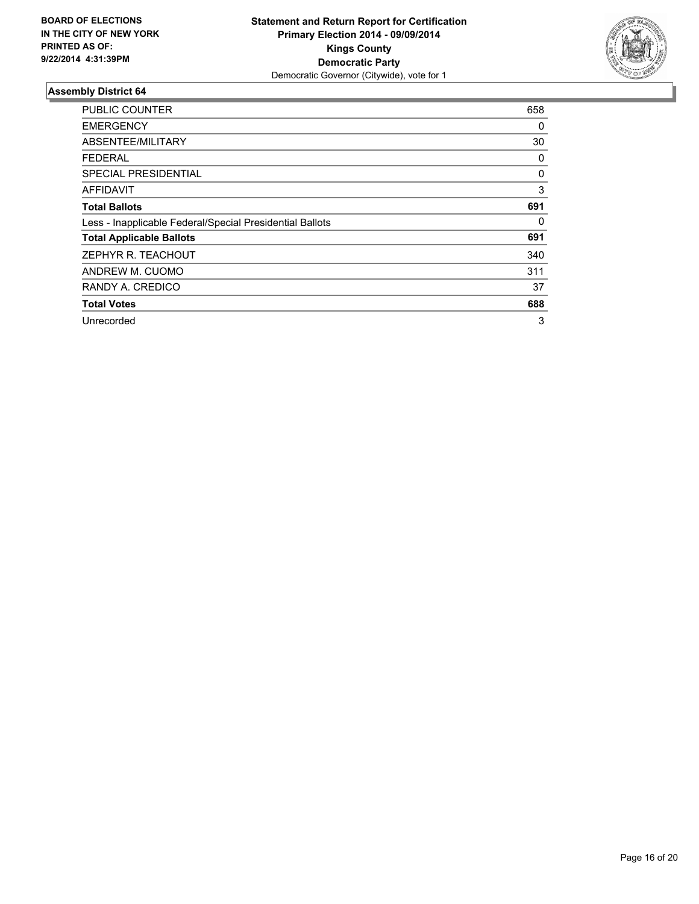BOARD OF ELECTIONS
IN THE CITY OF NEW YORK
PRINTED AS OF:
9/22/2014 4:31:39PM

**Statement and Return Report for Certification**
**Primary Election 2014 - 09/09/2014**
**Kings County**
**Democratic Party**
Democratic Governor (Citywide), vote for 1

### Assembly District 64

| | |
|---|---|
| PUBLIC COUNTER | 658 |
| EMERGENCY | 0 |
| ABSENTEE/MILITARY | 30 |
| FEDERAL | 0 |
| SPECIAL PRESIDENTIAL | 0 |
| AFFIDAVIT | 3 |
| **Total Ballots** | **691** |
| Less - Inapplicable Federal/Special Presidential Ballots | 0 |
| **Total Applicable Ballots** | **691** |
| ZEPHYR R. TEACHOUT | 340 |
| ANDREW M. CUOMO | 311 |
| RANDY A. CREDICO | 37 |
| **Total Votes** | **688** |
| Unrecorded | 3 |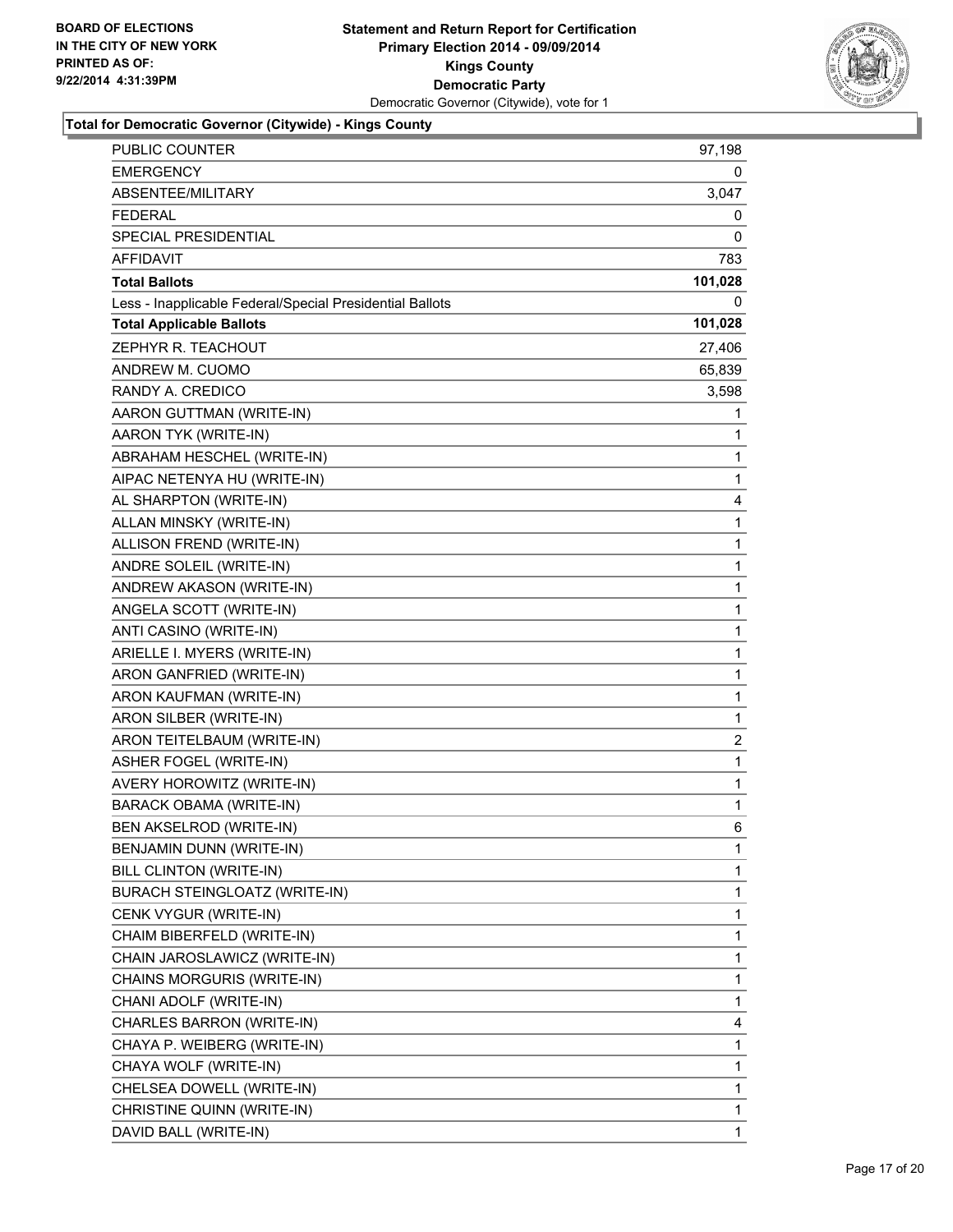**Statement and Return Report for Certification**
**Primary Election 2014 - 09/09/2014**
**Kings County**
**Democratic Party**
Democratic Governor (Citywide), vote for 1

BOARD OF ELECTIONS
IN THE CITY OF NEW YORK
PRINTED AS OF:
9/22/2014 4:31:39PM

### Total for Democratic Governor (Citywide) - Kings County

| | |
|---|---|
| PUBLIC COUNTER | 97,198 |
| EMERGENCY | 0 |
| ABSENTEE/MILITARY | 3,047 |
| FEDERAL | 0 |
| SPECIAL PRESIDENTIAL | 0 |
| AFFIDAVIT | 783 |
| **Total Ballots** | **101,028** |
| Less - Inapplicable Federal/Special Presidential Ballots | 0 |
| **Total Applicable Ballots** | **101,028** |
| ZEPHYR R. TEACHOUT | 27,406 |
| ANDREW M. CUOMO | 65,839 |
| RANDY A. CREDICO | 3,598 |
| AARON GUTTMAN (WRITE-IN) | 1 |
| AARON TYK (WRITE-IN) | 1 |
| ABRAHAM HESCHEL (WRITE-IN) | 1 |
| AIPAC NETENYA HU (WRITE-IN) | 1 |
| AL SHARPTON (WRITE-IN) | 4 |
| ALLAN MINSKY (WRITE-IN) | 1 |
| ALLISON FREND (WRITE-IN) | 1 |
| ANDRE SOLEIL (WRITE-IN) | 1 |
| ANDREW AKASON (WRITE-IN) | 1 |
| ANGELA SCOTT (WRITE-IN) | 1 |
| ANTI CASINO (WRITE-IN) | 1 |
| ARIELLE I. MYERS (WRITE-IN) | 1 |
| ARON GANFRIED (WRITE-IN) | 1 |
| ARON KAUFMAN (WRITE-IN) | 1 |
| ARON SILBER (WRITE-IN) | 1 |
| ARON TEITELBAUM (WRITE-IN) | 2 |
| ASHER FOGEL (WRITE-IN) | 1 |
| AVERY HOROWITZ (WRITE-IN) | 1 |
| BARACK OBAMA (WRITE-IN) | 1 |
| BEN AKSELROD (WRITE-IN) | 6 |
| BENJAMIN DUNN (WRITE-IN) | 1 |
| BILL CLINTON (WRITE-IN) | 1 |
| BURACH STEINGLOATZ (WRITE-IN) | 1 |
| CENK VYGUR (WRITE-IN) | 1 |
| CHAIM BIBERFELD (WRITE-IN) | 1 |
| CHAIN JAROSLAWICZ (WRITE-IN) | 1 |
| CHAINS MORGURIS (WRITE-IN) | 1 |
| CHANI ADOLF (WRITE-IN) | 1 |
| CHARLES BARRON (WRITE-IN) | 4 |
| CHAYA P. WEIBERG (WRITE-IN) | 1 |
| CHAYA WOLF (WRITE-IN) | 1 |
| CHELSEA DOWELL (WRITE-IN) | 1 |
| CHRISTINE QUINN (WRITE-IN) | 1 |
| DAVID BALL (WRITE-IN) | 1 |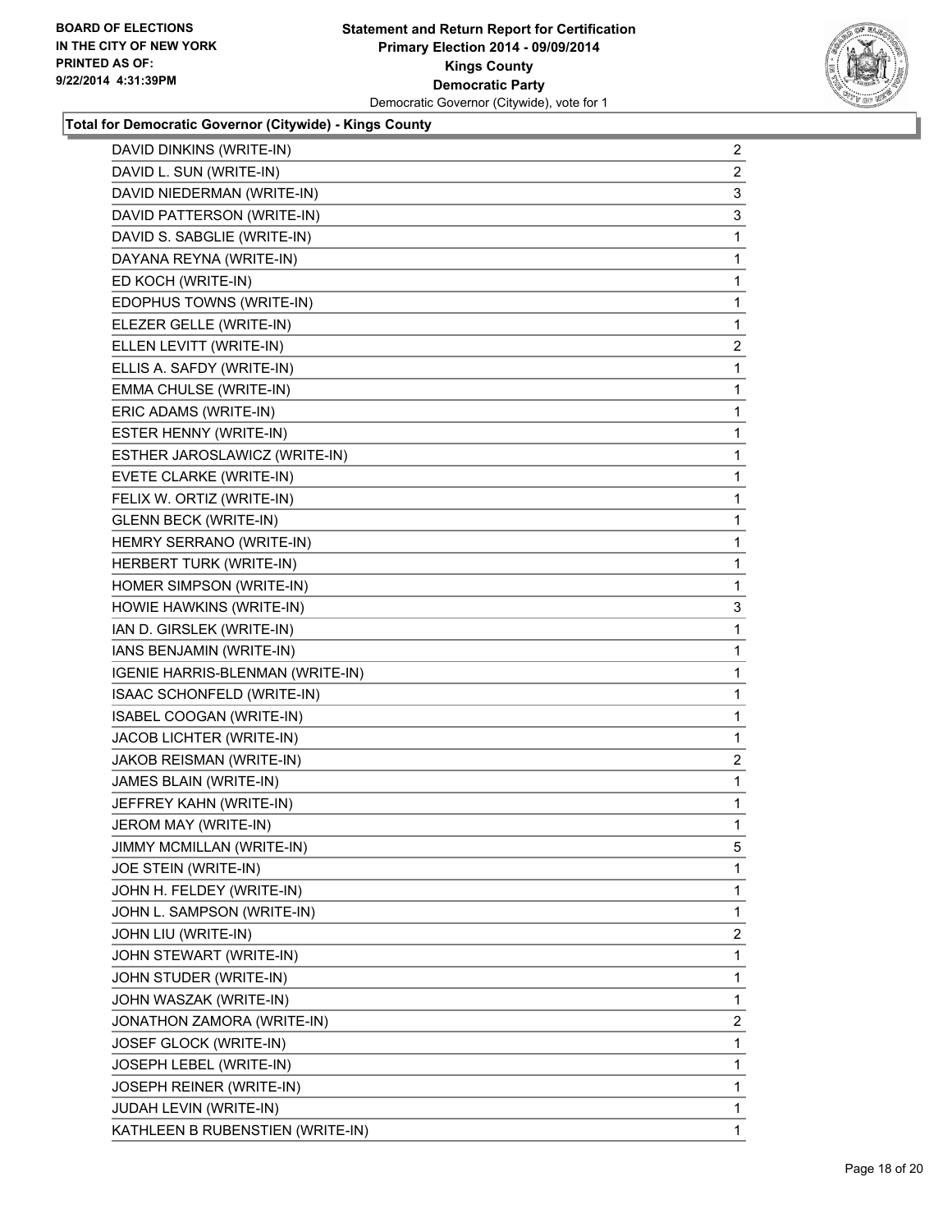BOARD OF ELECTIONS
IN THE CITY OF NEW YORK
PRINTED AS OF:
9/22/2014 4:31:39PM

**Statement and Return Report for Certification**
**Primary Election 2014 - 09/09/2014**
**Kings County**
**Democratic Party**
Democratic Governor (Citywide), vote for 1

**Total for Democratic Governor (Citywide) - Kings County**

| | |
|---|---|
| DAVID DINKINS (WRITE-IN) | 2 |
| DAVID L. SUN (WRITE-IN) | 2 |
| DAVID NIEDERMAN (WRITE-IN) | 3 |
| DAVID PATTERSON (WRITE-IN) | 3 |
| DAVID S. SABGLIE (WRITE-IN) | 1 |
| DAYANA REYNA (WRITE-IN) | 1 |
| ED KOCH (WRITE-IN) | 1 |
| EDOPHUS TOWNS (WRITE-IN) | 1 |
| ELEZER GELLE (WRITE-IN) | 1 |
| ELLEN LEVITT (WRITE-IN) | 2 |
| ELLIS A. SAFDY (WRITE-IN) | 1 |
| EMMA CHULSE (WRITE-IN) | 1 |
| ERIC ADAMS (WRITE-IN) | 1 |
| ESTER HENNY (WRITE-IN) | 1 |
| ESTHER JAROSLAWICZ (WRITE-IN) | 1 |
| EVETE CLARKE (WRITE-IN) | 1 |
| FELIX W. ORTIZ (WRITE-IN) | 1 |
| GLENN BECK (WRITE-IN) | 1 |
| HEMRY SERRANO (WRITE-IN) | 1 |
| HERBERT TURK (WRITE-IN) | 1 |
| HOMER SIMPSON (WRITE-IN) | 1 |
| HOWIE HAWKINS (WRITE-IN) | 3 |
| IAN D. GIRSLEK (WRITE-IN) | 1 |
| IANS BENJAMIN (WRITE-IN) | 1 |
| IGENIE HARRIS-BLENMAN (WRITE-IN) | 1 |
| ISAAC SCHONFELD (WRITE-IN) | 1 |
| ISABEL COOGAN (WRITE-IN) | 1 |
| JACOB LICHTER (WRITE-IN) | 1 |
| JAKOB REISMAN (WRITE-IN) | 2 |
| JAMES BLAIN (WRITE-IN) | 1 |
| JEFFREY KAHN (WRITE-IN) | 1 |
| JEROM MAY (WRITE-IN) | 1 |
| JIMMY MCMILLAN (WRITE-IN) | 5 |
| JOE STEIN (WRITE-IN) | 1 |
| JOHN H. FELDEY (WRITE-IN) | 1 |
| JOHN L. SAMPSON (WRITE-IN) | 1 |
| JOHN LIU (WRITE-IN) | 2 |
| JOHN STEWART (WRITE-IN) | 1 |
| JOHN STUDER (WRITE-IN) | 1 |
| JOHN WASZAK (WRITE-IN) | 1 |
| JONATHON ZAMORA (WRITE-IN) | 2 |
| JOSEF GLOCK (WRITE-IN) | 1 |
| JOSEPH LEBEL (WRITE-IN) | 1 |
| JOSEPH REINER (WRITE-IN) | 1 |
| JUDAH LEVIN (WRITE-IN) | 1 |
| KATHLEEN B RUBENSTIEN (WRITE-IN) | 1 |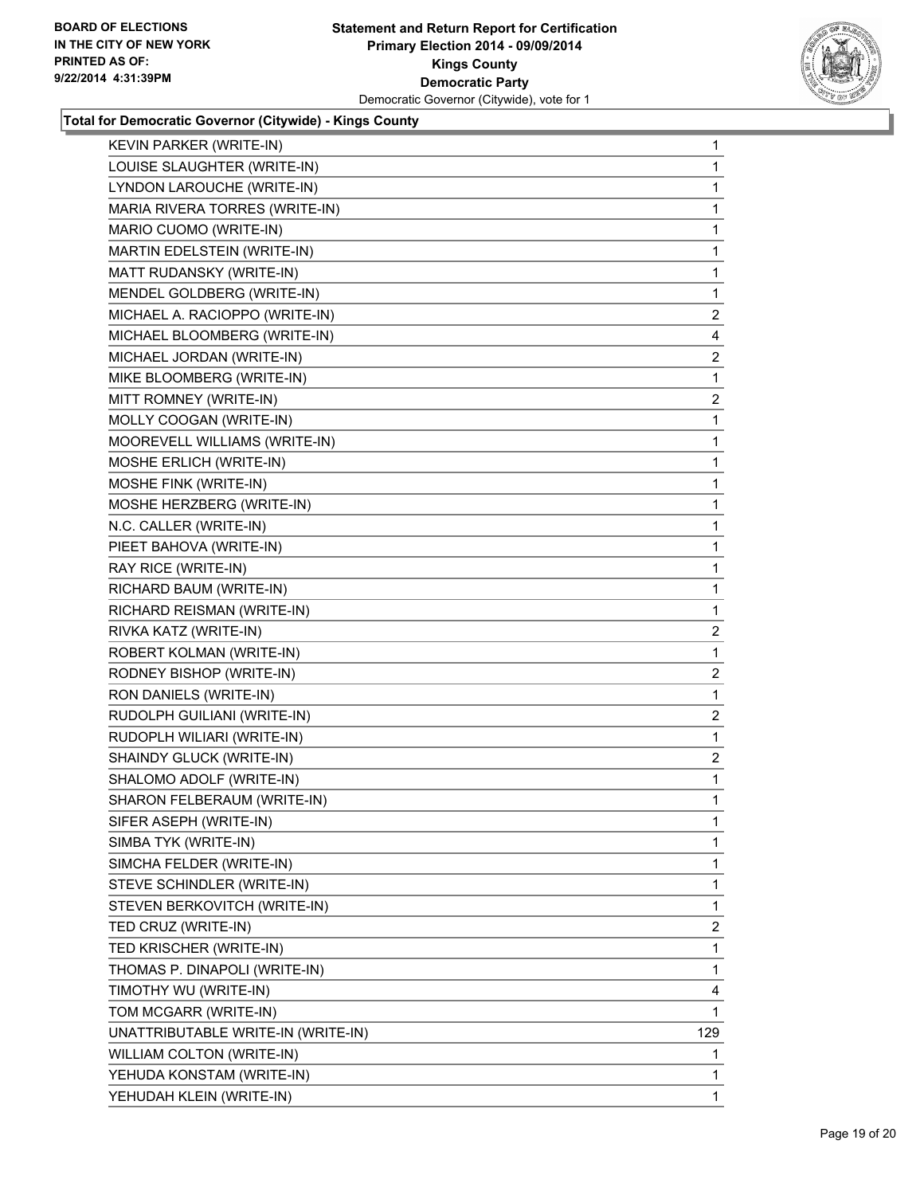**BOARD OF ELECTIONS IN THE CITY OF NEW YORK PRINTED AS OF: 9/22/2014 4:31:39PM**

**Statement and Return Report for Certification Primary Election 2014 - 09/09/2014 Kings County Democratic Party**
Democratic Governor (Citywide), vote for 1

**Total for Democratic Governor (Citywide) - Kings County**

| | |
|---|---|
| KEVIN PARKER (WRITE-IN) | 1 |
| LOUISE SLAUGHTER (WRITE-IN) | 1 |
| LYNDON LAROUCHE (WRITE-IN) | 1 |
| MARIA RIVERA TORRES (WRITE-IN) | 1 |
| MARIO CUOMO (WRITE-IN) | 1 |
| MARTIN EDELSTEIN (WRITE-IN) | 1 |
| MATT RUDANSKY (WRITE-IN) | 1 |
| MENDEL GOLDBERG (WRITE-IN) | 1 |
| MICHAEL A. RACIOPPO (WRITE-IN) | 2 |
| MICHAEL BLOOMBERG (WRITE-IN) | 4 |
| MICHAEL JORDAN (WRITE-IN) | 2 |
| MIKE BLOOMBERG (WRITE-IN) | 1 |
| MITT ROMNEY (WRITE-IN) | 2 |
| MOLLY COOGAN (WRITE-IN) | 1 |
| MOOREVELL WILLIAMS (WRITE-IN) | 1 |
| MOSHE ERLICH (WRITE-IN) | 1 |
| MOSHE FINK (WRITE-IN) | 1 |
| MOSHE HERZBERG (WRITE-IN) | 1 |
| N.C. CALLER (WRITE-IN) | 1 |
| PIEET BAHOVA (WRITE-IN) | 1 |
| RAY RICE (WRITE-IN) | 1 |
| RICHARD BAUM (WRITE-IN) | 1 |
| RICHARD REISMAN (WRITE-IN) | 1 |
| RIVKA KATZ (WRITE-IN) | 2 |
| ROBERT KOLMAN (WRITE-IN) | 1 |
| RODNEY BISHOP (WRITE-IN) | 2 |
| RON DANIELS (WRITE-IN) | 1 |
| RUDOLPH GUILIANI (WRITE-IN) | 2 |
| RUDOPLH WILIARI (WRITE-IN) | 1 |
| SHAINDY GLUCK (WRITE-IN) | 2 |
| SHALOMO ADOLF (WRITE-IN) | 1 |
| SHARON FELBERAUM (WRITE-IN) | 1 |
| SIFER ASEPH (WRITE-IN) | 1 |
| SIMBA TYK (WRITE-IN) | 1 |
| SIMCHA FELDER (WRITE-IN) | 1 |
| STEVE SCHINDLER (WRITE-IN) | 1 |
| STEVEN BERKOVITCH (WRITE-IN) | 1 |
| TED CRUZ (WRITE-IN) | 2 |
| TED KRISCHER (WRITE-IN) | 1 |
| THOMAS P. DINAPOLI (WRITE-IN) | 1 |
| TIMOTHY WU (WRITE-IN) | 4 |
| TOM MCGARR (WRITE-IN) | 1 |
| UNATTRIBUTABLE WRITE-IN (WRITE-IN) | 129 |
| WILLIAM COLTON (WRITE-IN) | 1 |
| YEHUDA KONSTAM (WRITE-IN) | 1 |
| YEHUDAH KLEIN (WRITE-IN) | 1 |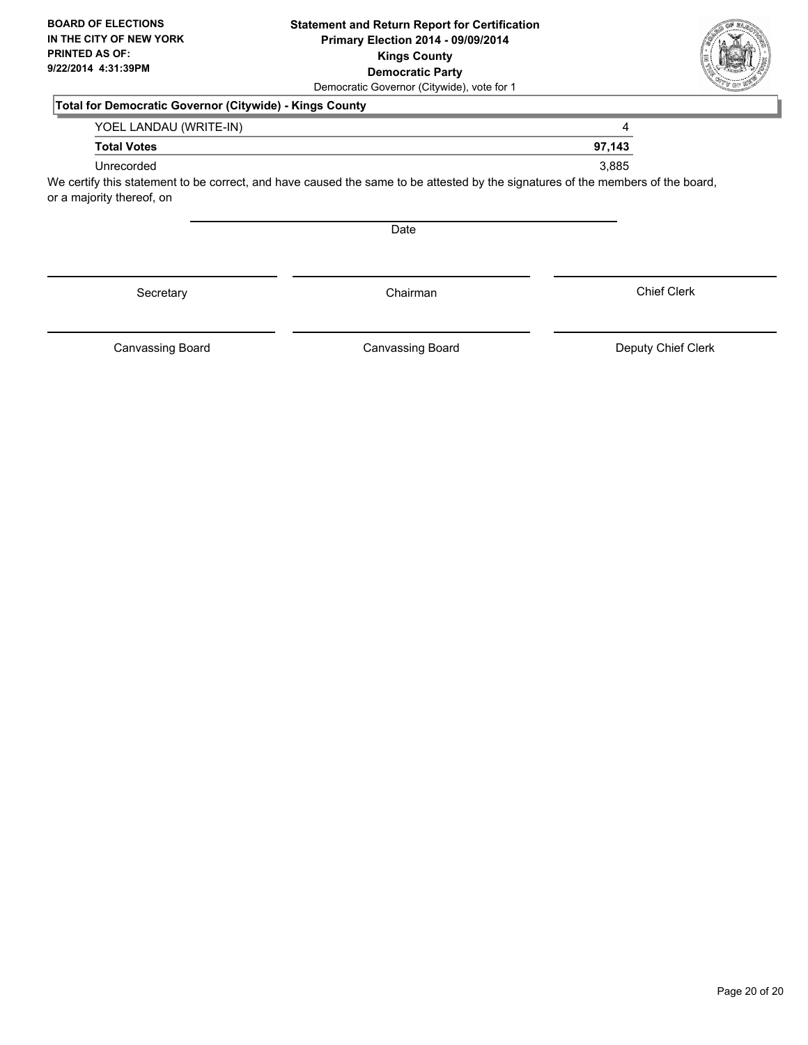**Total for Democratic Governor (Citywide) - Kings County**

| | |
|---|---|
| YOEL LANDAU (WRITE-IN) | 4 |
| **Total Votes** | **97,143** |
| Unrecorded | 3,885 |

We certify this statement to be correct, and have caused the same to be attested by the signatures of the members of the board, or a majority thereof, on

Date

Secretary

Chairman

Chief Clerk

Canvassing Board

Canvassing Board

Deputy Chief Clerk